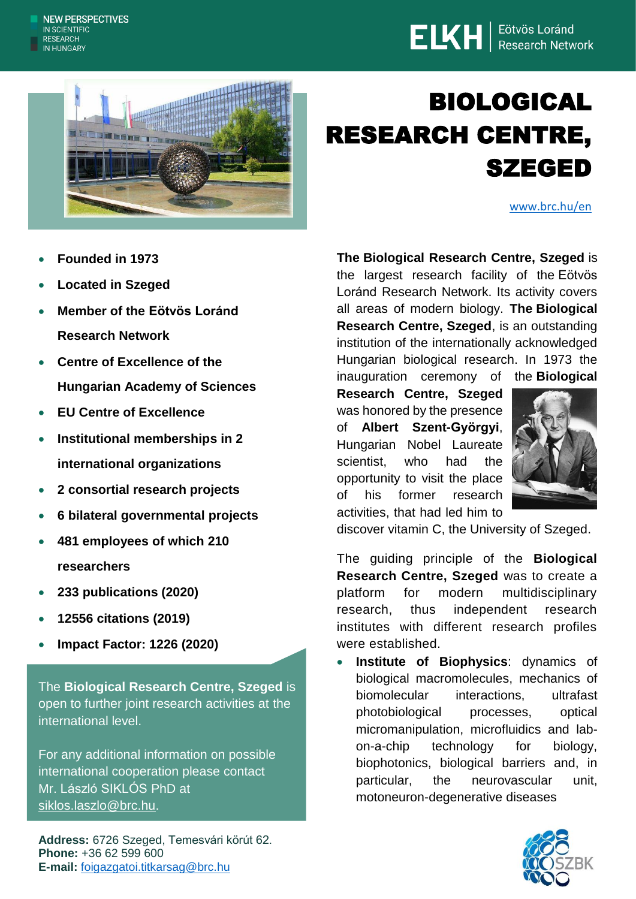NEW PERSPECTIVES IN SCIENTIFIC RESEARCH IN HUNGARY

ELKH | Eötvös Loránd Research Network

# BIOLOGICAL RESEARCH CENTRE, SZEGED

www.brc.hu/en

- **Founded in 1973**
- **Located in Szeged**
- **Member of the Eötvös Loránd Research Network**
- **Centre of Excellence of the Hungarian Academy of Sciences**
- **EU Centre of Excellence**
- **Institutional memberships in 2 international organizations**
- **2 consortial research projects**
- **6 bilateral governmental projects**
- **481 employees of which 210 researchers**
- **233 publications (2020)**
- **12556 citations (2019)**
- **Impact Factor: 1226 (2020)**

The **Biological Research Centre, Szeged** is open to further joint research activities at the international level.

For any additional information on possible international cooperation please contact Mr. László SIKLÓS PhD at siklos.laszlo@brc.hu.

**Address:** 6726 Szeged, Temesvári körút 62.
**Phone:** +36 62 599 600
**E-mail:** foigazgatoi.titkarsag@brc.hu

**The Biological Research Centre, Szeged** is the largest research facility of the Eötvös Loránd Research Network. Its activity covers all areas of modern biology. **The Biological Research Centre, Szeged**, is an outstanding institution of the internationally acknowledged Hungarian biological research. In 1973 the inauguration ceremony of the **Biological Research Centre, Szeged** was honored by the presence of **Albert Szent-Györgyi**, Hungarian Nobel Laureate scientist, who had the opportunity to visit the place of his former research activities, that had led him to discover vitamin C, the University of Szeged.

The guiding principle of the **Biological Research Centre, Szeged** was to create a platform for modern multidisciplinary research, thus independent research institutes with different research profiles were established.

- **Institute of Biophysics**: dynamics of biological macromolecules, mechanics of biomolecular interactions, ultrafast photobiological processes, optical micromanipulation, microfluidics and lab-on-a-chip technology for biology, biophotonics, biological barriers and, in particular, the neurovascular unit, motoneuron-degenerative diseases

SZBK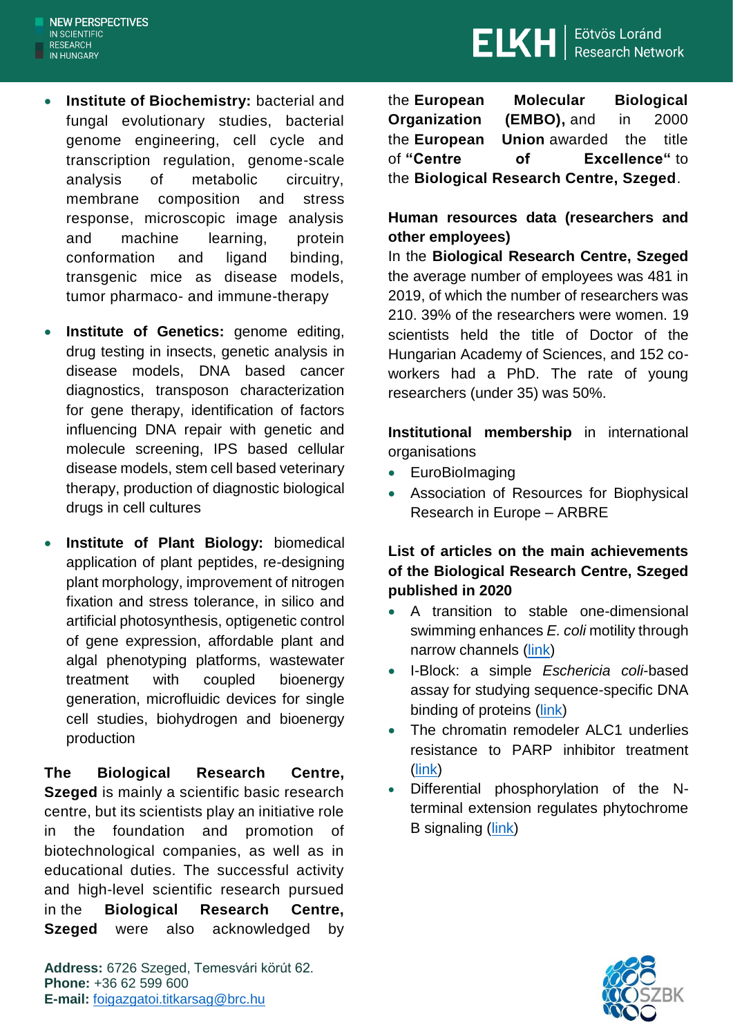- **Institute of Biochemistry:** bacterial and fungal evolutionary studies, bacterial genome engineering, cell cycle and transcription regulation, genome-scale analysis of metabolic circuitry, membrane composition and stress response, microscopic image analysis and machine learning, protein conformation and ligand binding, transgenic mice as disease models, tumor pharmaco- and immune-therapy

- **Institute of Genetics:** genome editing, drug testing in insects, genetic analysis in disease models, DNA based cancer diagnostics, transposon characterization for gene therapy, identification of factors influencing DNA repair with genetic and molecule screening, IPS based cellular disease models, stem cell based veterinary therapy, production of diagnostic biological drugs in cell cultures

- **Institute of Plant Biology:** biomedical application of plant peptides, re-designing plant morphology, improvement of nitrogen fixation and stress tolerance, in silico and artificial photosynthesis, optigenetic control of gene expression, affordable plant and algal phenotyping platforms, wastewater treatment with coupled bioenergy generation, microfluidic devices for single cell studies, biohydrogen and bioenergy production

**The Biological Research Centre, Szeged** is mainly a scientific basic research centre, but its scientists play an initiative role in the foundation and promotion of biotechnological companies, as well as in educational duties. The successful activity and high-level scientific research pursued in the **Biological Research Centre, Szeged** were also acknowledged by the **European Molecular Biological Organization (EMBO),** and in 2000 the **European Union** awarded the title of **"Centre of Excellence"** to the **Biological Research Centre, Szeged**.

**Human resources data (researchers and other employees)**

In the **Biological Research Centre, Szeged** the average number of employees was 481 in 2019, of which the number of researchers was 210. 39% of the researchers were women. 19 scientists held the title of Doctor of the Hungarian Academy of Sciences, and 152 co-workers had a PhD. The rate of young researchers (under 35) was 50%.

**Institutional membership** in international organisations

- EuroBioImaging
- Association of Resources for Biophysical Research in Europe – ARBRE

**List of articles on the main achievements of the Biological Research Centre, Szeged published in 2020**

- A transition to stable one-dimensional swimming enhances *E. coli* motility through narrow channels (link)
- I-Block: a simple *Eschericia coli*-based assay for studying sequence-specific DNA binding of proteins (link)
- The chromatin remodeler ALC1 underlies resistance to PARP inhibitor treatment (link)
- Differential phosphorylation of the N-terminal extension regulates phytochrome B signaling (link)

**Address:** 6726 Szeged, Temesvári körút 62.
**Phone:** +36 62 599 600
**E-mail:** foigazgatoi.titkarsag@brc.hu